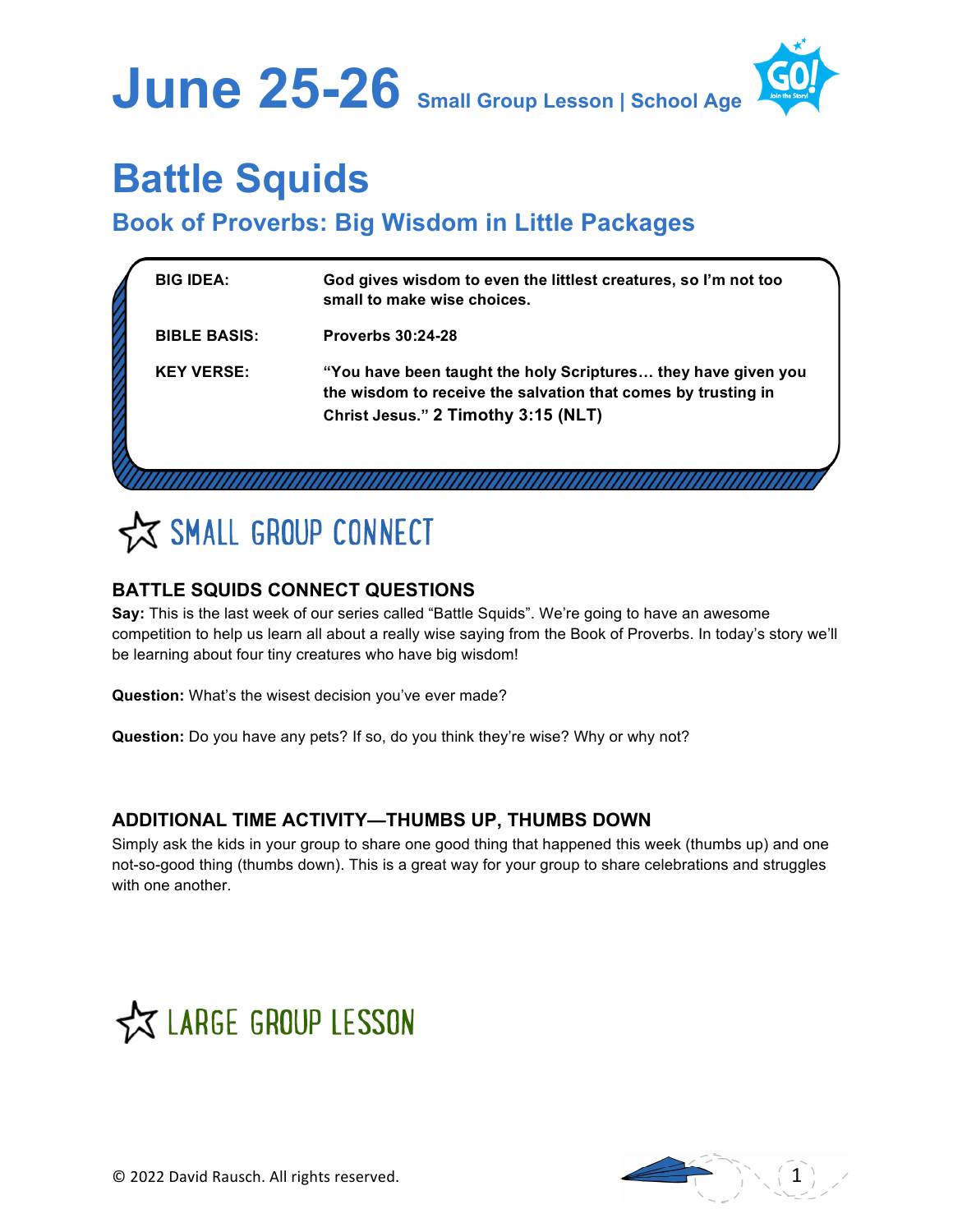# June 25-26 Small Group Lesson | School Age

# Battle Squids

## Book of Proverbs: Big Wisdom in Little Packages

| | |
|---|---|
| **BIG IDEA:** | **God gives wisdom to even the littlest creatures, so I'm not too small to make wise choices.** |
| **BIBLE BASIS:** | **Proverbs 30:24-28** |
| **KEY VERSE:** | **"You have been taught the holy Scriptures… they have given you the wisdom to receive the salvation that comes by trusting in Christ Jesus." 2 Timothy 3:15 (NLT)** |

## SMALL GROUP CONNECT

### BATTLE SQUIDS CONNECT QUESTIONS

**Say:** This is the last week of our series called "Battle Squids". We're going to have an awesome competition to help us learn all about a really wise saying from the Book of Proverbs. In today's story we'll be learning about four tiny creatures who have big wisdom!

**Question:** What's the wisest decision you've ever made?

**Question:** Do you have any pets? If so, do you think they're wise? Why or why not?

### ADDITIONAL TIME ACTIVITY—THUMBS UP, THUMBS DOWN

Simply ask the kids in your group to share one good thing that happened this week (thumbs up) and one not-so-good thing (thumbs down). This is a great way for your group to share celebrations and struggles with one another.

## LARGE GROUP LESSON

© 2022 David Rausch. All rights reserved.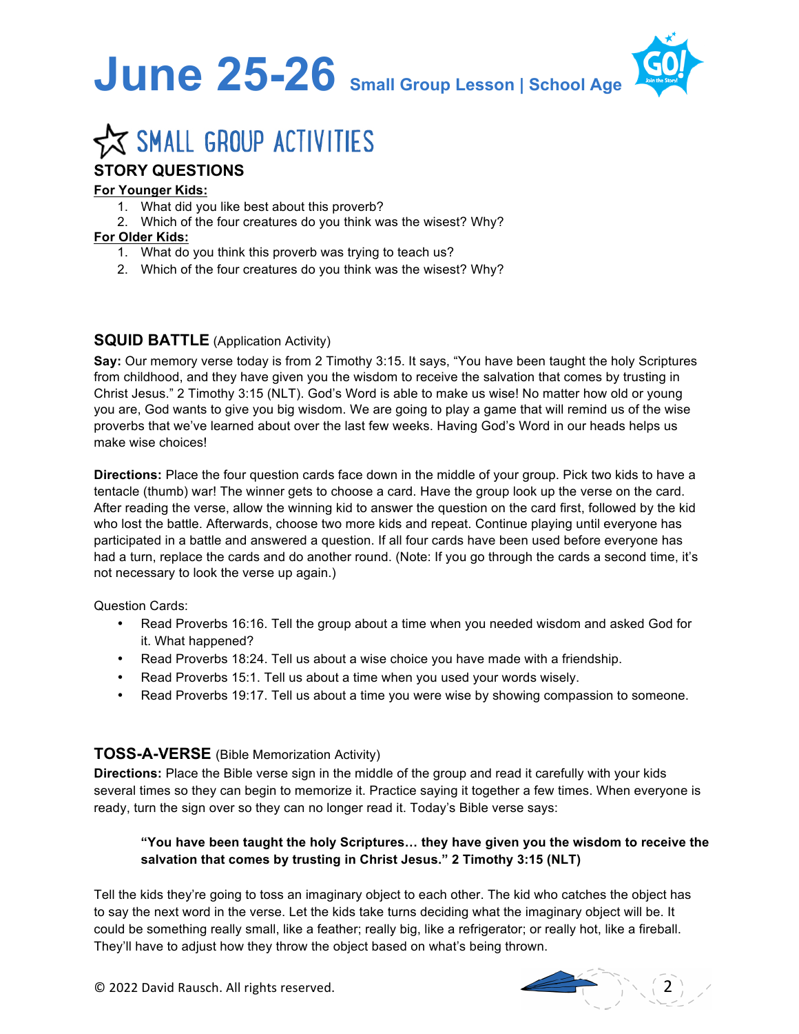# June 25-26 Small Group Lesson | School Age

## SMALL GROUP ACTIVITIES

### STORY QUESTIONS

**For Younger Kids:**

1. What did you like best about this proverb?
2. Which of the four creatures do you think was the wisest? Why?

**For Older Kids:**

1. What do you think this proverb was trying to teach us?
2. Which of the four creatures do you think was the wisest? Why?

### SQUID BATTLE (Application Activity)

**Say:** Our memory verse today is from 2 Timothy 3:15. It says, "You have been taught the holy Scriptures from childhood, and they have given you the wisdom to receive the salvation that comes by trusting in Christ Jesus." 2 Timothy 3:15 (NLT). God's Word is able to make us wise! No matter how old or young you are, God wants to give you big wisdom. We are going to play a game that will remind us of the wise proverbs that we've learned about over the last few weeks. Having God's Word in our heads helps us make wise choices!

**Directions:** Place the four question cards face down in the middle of your group. Pick two kids to have a tentacle (thumb) war! The winner gets to choose a card. Have the group look up the verse on the card. After reading the verse, allow the winning kid to answer the question on the card first, followed by the kid who lost the battle. Afterwards, choose two more kids and repeat. Continue playing until everyone has participated in a battle and answered a question. If all four cards have been used before everyone has had a turn, replace the cards and do another round. (Note: If you go through the cards a second time, it's not necessary to look the verse up again.)

Question Cards:

- Read Proverbs 16:16. Tell the group about a time when you needed wisdom and asked God for it. What happened?
- Read Proverbs 18:24. Tell us about a wise choice you have made with a friendship.
- Read Proverbs 15:1. Tell us about a time when you used your words wisely.
- Read Proverbs 19:17. Tell us about a time you were wise by showing compassion to someone.

### TOSS-A-VERSE (Bible Memorization Activity)

**Directions:** Place the Bible verse sign in the middle of the group and read it carefully with your kids several times so they can begin to memorize it. Practice saying it together a few times. When everyone is ready, turn the sign over so they can no longer read it. Today's Bible verse says:

> **"You have been taught the holy Scriptures… they have given you the wisdom to receive the salvation that comes by trusting in Christ Jesus." 2 Timothy 3:15 (NLT)**

Tell the kids they're going to toss an imaginary object to each other. The kid who catches the object has to say the next word in the verse. Let the kids take turns deciding what the imaginary object will be. It could be something really small, like a feather; really big, like a refrigerator; or really hot, like a fireball. They'll have to adjust how they throw the object based on what's being thrown.

© 2022 David Rausch. All rights reserved.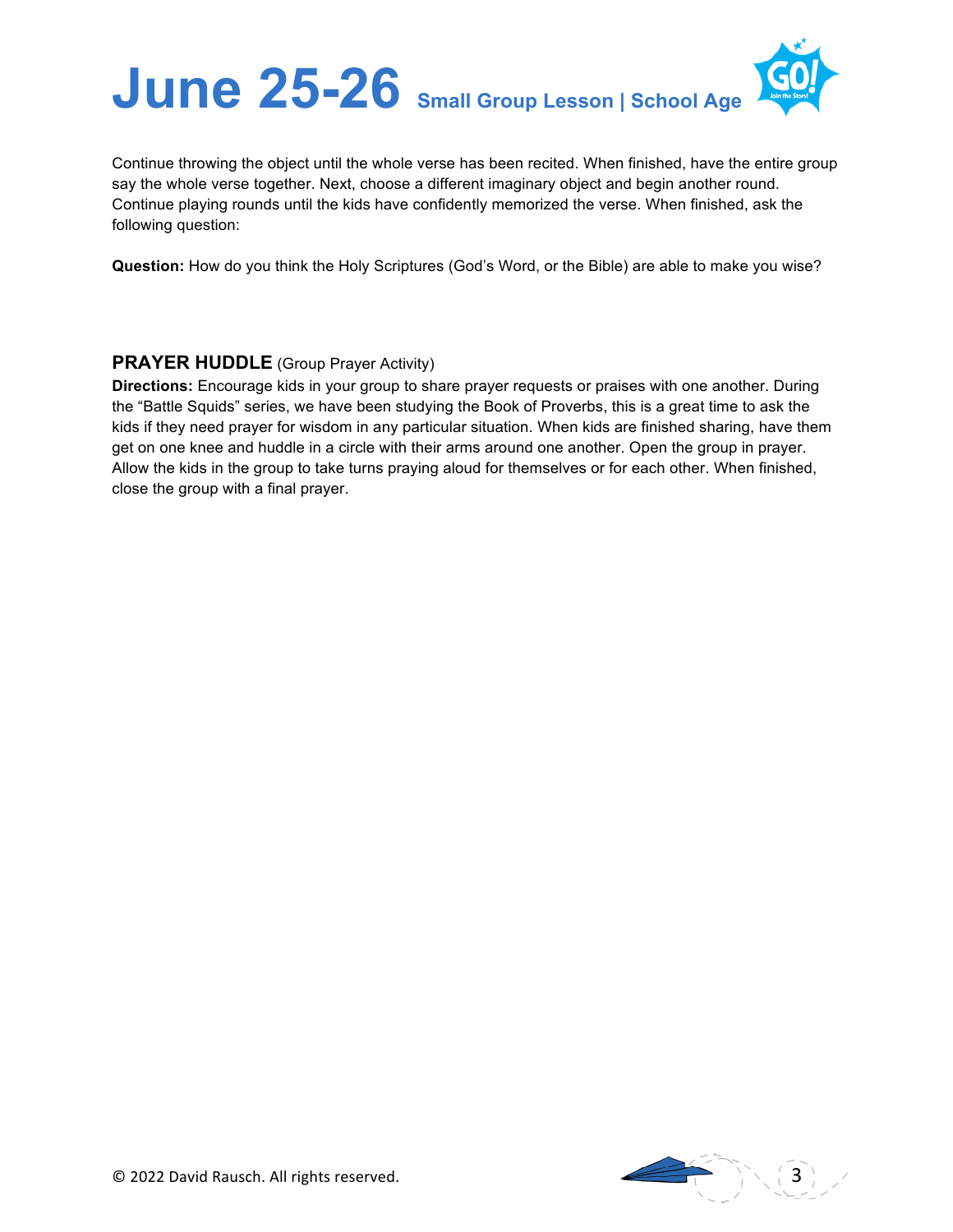Continue throwing the object until the whole verse has been recited. When finished, have the entire group say the whole verse together. Next, choose a different imaginary object and begin another round. Continue playing rounds until the kids have confidently memorized the verse. When finished, ask the following question:

**Question:** How do you think the Holy Scriptures (God's Word, or the Bible) are able to make you wise?

## PRAYER HUDDLE (Group Prayer Activity)

**Directions:** Encourage kids in your group to share prayer requests or praises with one another. During the "Battle Squids" series, we have been studying the Book of Proverbs, this is a great time to ask the kids if they need prayer for wisdom in any particular situation. When kids are finished sharing, have them get on one knee and huddle in a circle with their arms around one another. Open the group in prayer. Allow the kids in the group to take turns praying aloud for themselves or for each other. When finished, close the group with a final prayer.

© 2022 David Rausch. All rights reserved.